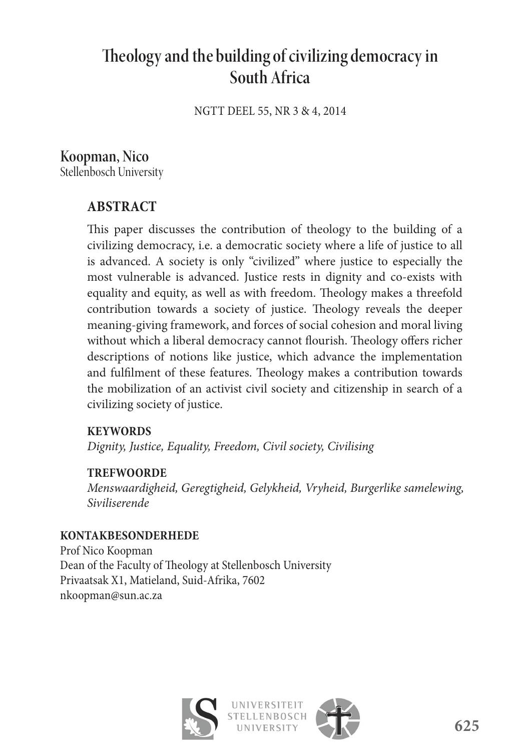# Theology and the building of civilizing democracy in South Africa

NGTT DEEL 55, NR 3 & 4, 2014

**Koopman, Nico**
Stellenbosch University

## ABSTRACT

This paper discusses the contribution of theology to the building of a civilizing democracy, i.e. a democratic society where a life of justice to all is advanced. A society is only "civilized" where justice to especially the most vulnerable is advanced. Justice rests in dignity and co-exists with equality and equity, as well as with freedom. Theology makes a threefold contribution towards a society of justice. Theology reveals the deeper meaning-giving framework, and forces of social cohesion and moral living without which a liberal democracy cannot flourish. Theology offers richer descriptions of notions like justice, which advance the implementation and fulfilment of these features. Theology makes a contribution towards the mobilization of an activist civil society and citizenship in search of a civilizing society of justice.

**KEYWORDS**

*Dignity, Justice, Equality, Freedom, Civil society, Civilising*

**TREFWOORDE**

*Menswaardigheid, Geregtigheid, Gelykheid, Vryheid, Burgerlike samelewing, Siviliserende*

**KONTAKBESONDERHEDE**

Prof Nico Koopman
Dean of the Faculty of Theology at Stellenbosch University
Privaatsak X1, Matieland, Suid-Afrika, 7602
nkoopman@sun.ac.za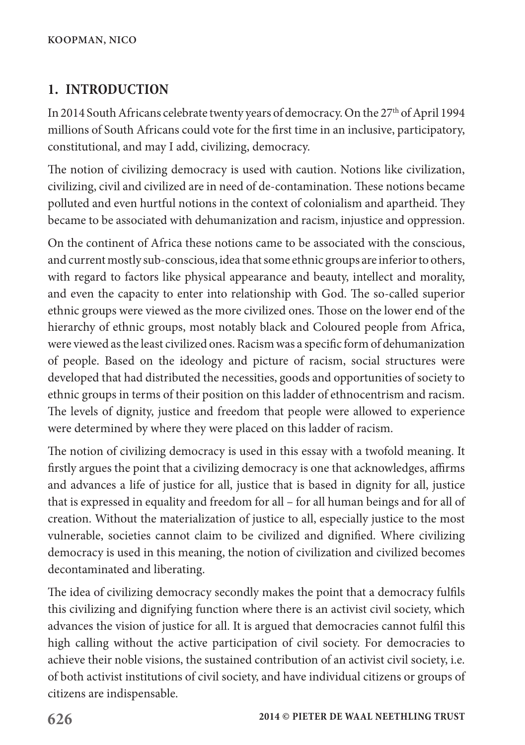## 1. INTRODUCTION

In 2014 South Africans celebrate twenty years of democracy. On the 27th of April 1994 millions of South Africans could vote for the first time in an inclusive, participatory, constitutional, and may I add, civilizing, democracy.

The notion of civilizing democracy is used with caution. Notions like civilization, civilizing, civil and civilized are in need of de-contamination. These notions became polluted and even hurtful notions in the context of colonialism and apartheid. They became to be associated with dehumanization and racism, injustice and oppression.

On the continent of Africa these notions came to be associated with the conscious, and current mostly sub-conscious, idea that some ethnic groups are inferior to others, with regard to factors like physical appearance and beauty, intellect and morality, and even the capacity to enter into relationship with God. The so-called superior ethnic groups were viewed as the more civilized ones. Those on the lower end of the hierarchy of ethnic groups, most notably black and Coloured people from Africa, were viewed as the least civilized ones. Racism was a specific form of dehumanization of people. Based on the ideology and picture of racism, social structures were developed that had distributed the necessities, goods and opportunities of society to ethnic groups in terms of their position on this ladder of ethnocentrism and racism. The levels of dignity, justice and freedom that people were allowed to experience were determined by where they were placed on this ladder of racism.

The notion of civilizing democracy is used in this essay with a twofold meaning. It firstly argues the point that a civilizing democracy is one that acknowledges, affirms and advances a life of justice for all, justice that is based in dignity for all, justice that is expressed in equality and freedom for all – for all human beings and for all of creation. Without the materialization of justice to all, especially justice to the most vulnerable, societies cannot claim to be civilized and dignified. Where civilizing democracy is used in this meaning, the notion of civilization and civilized becomes decontaminated and liberating.

The idea of civilizing democracy secondly makes the point that a democracy fulfils this civilizing and dignifying function where there is an activist civil society, which advances the vision of justice for all. It is argued that democracies cannot fulfil this high calling without the active participation of civil society. For democracies to achieve their noble visions, the sustained contribution of an activist civil society, i.e. of both activist institutions of civil society, and have individual citizens or groups of citizens are indispensable.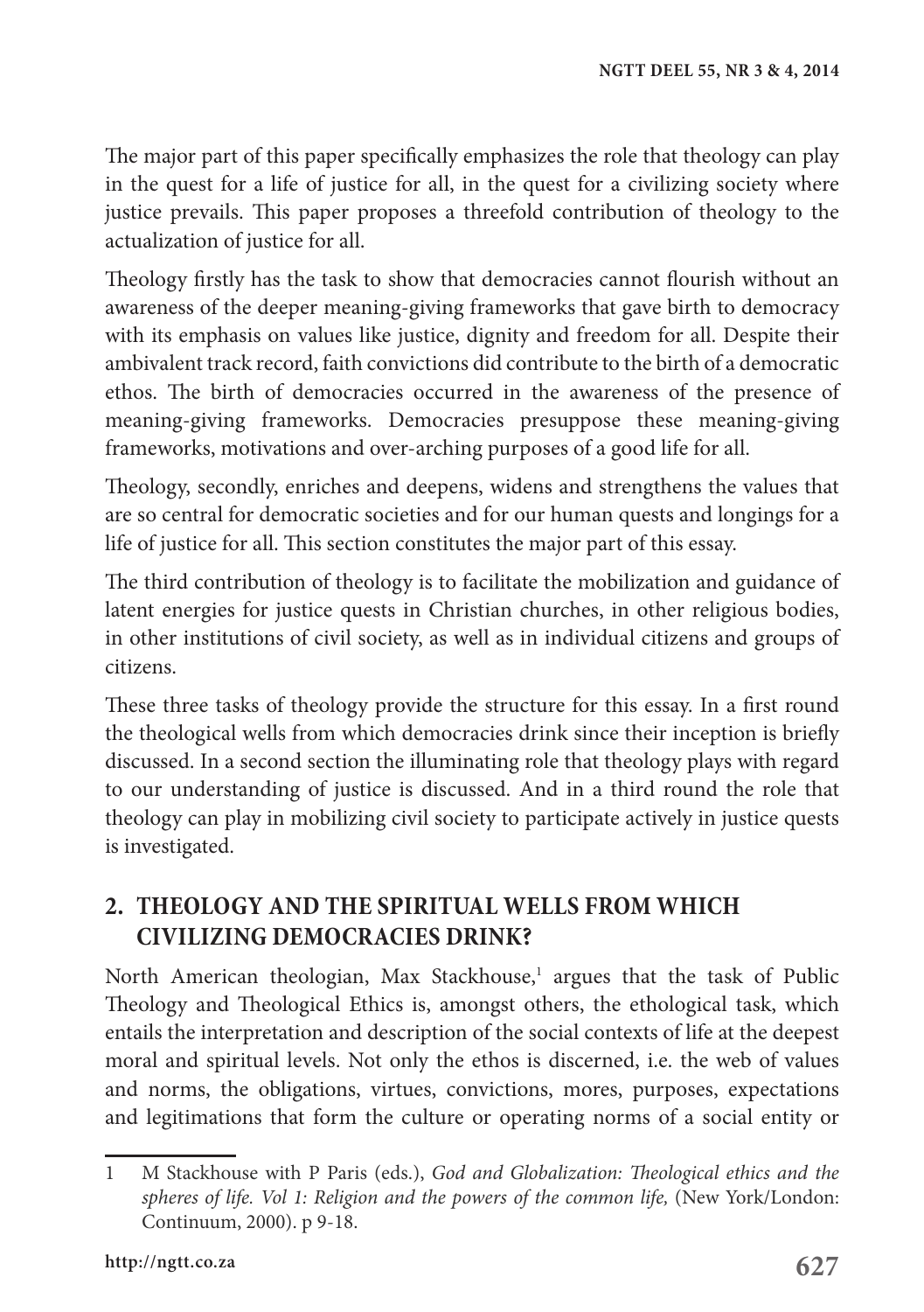The major part of this paper specifically emphasizes the role that theology can play in the quest for a life of justice for all, in the quest for a civilizing society where justice prevails. This paper proposes a threefold contribution of theology to the actualization of justice for all.

Theology firstly has the task to show that democracies cannot flourish without an awareness of the deeper meaning-giving frameworks that gave birth to democracy with its emphasis on values like justice, dignity and freedom for all. Despite their ambivalent track record, faith convictions did contribute to the birth of a democratic ethos. The birth of democracies occurred in the awareness of the presence of meaning-giving frameworks. Democracies presuppose these meaning-giving frameworks, motivations and over-arching purposes of a good life for all.

Theology, secondly, enriches and deepens, widens and strengthens the values that are so central for democratic societies and for our human quests and longings for a life of justice for all. This section constitutes the major part of this essay.

The third contribution of theology is to facilitate the mobilization and guidance of latent energies for justice quests in Christian churches, in other religious bodies, in other institutions of civil society, as well as in individual citizens and groups of citizens.

These three tasks of theology provide the structure for this essay. In a first round the theological wells from which democracies drink since their inception is briefly discussed. In a second section the illuminating role that theology plays with regard to our understanding of justice is discussed. And in a third round the role that theology can play in mobilizing civil society to participate actively in justice quests is investigated.

## 2. THEOLOGY AND THE SPIRITUAL WELLS FROM WHICH CIVILIZING DEMOCRACIES DRINK?

North American theologian, Max Stackhouse,[1] argues that the task of Public Theology and Theological Ethics is, amongst others, the ethological task, which entails the interpretation and description of the social contexts of life at the deepest moral and spiritual levels. Not only the ethos is discerned, i.e. the web of values and norms, the obligations, virtues, convictions, mores, purposes, expectations and legitimations that form the culture or operating norms of a social entity or

---

1 M Stackhouse with P Paris (eds.), *God and Globalization: Theological ethics and the spheres of life. Vol 1: Religion and the powers of the common life,* (New York/London: Continuum, 2000). p 9-18.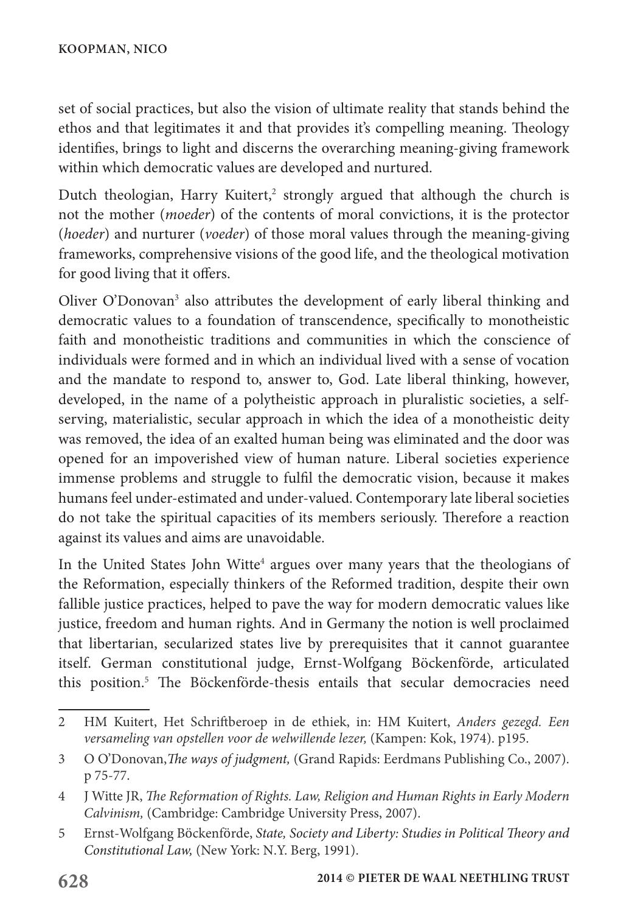set of social practices, but also the vision of ultimate reality that stands behind the ethos and that legitimates it and that provides it's compelling meaning. Theology identifies, brings to light and discerns the overarching meaning-giving framework within which democratic values are developed and nurtured.

Dutch theologian, Harry Kuitert,[2] strongly argued that although the church is not the mother (*moeder*) of the contents of moral convictions, it is the protector (*hoeder*) and nurturer (*voeder*) of those moral values through the meaning-giving frameworks, comprehensive visions of the good life, and the theological motivation for good living that it offers.

Oliver O'Donovan[3] also attributes the development of early liberal thinking and democratic values to a foundation of transcendence, specifically to monotheistic faith and monotheistic traditions and communities in which the conscience of individuals were formed and in which an individual lived with a sense of vocation and the mandate to respond to, answer to, God. Late liberal thinking, however, developed, in the name of a polytheistic approach in pluralistic societies, a self-serving, materialistic, secular approach in which the idea of a monotheistic deity was removed, the idea of an exalted human being was eliminated and the door was opened for an impoverished view of human nature. Liberal societies experience immense problems and struggle to fulfil the democratic vision, because it makes humans feel under-estimated and under-valued. Contemporary late liberal societies do not take the spiritual capacities of its members seriously. Therefore a reaction against its values and aims are unavoidable.

In the United States John Witte[4] argues over many years that the theologians of the Reformation, especially thinkers of the Reformed tradition, despite their own fallible justice practices, helped to pave the way for modern democratic values like justice, freedom and human rights. And in Germany the notion is well proclaimed that libertarian, secularized states live by prerequisites that it cannot guarantee itself. German constitutional judge, Ernst-Wolfgang Böckenförde, articulated this position.[5] The Böckenförde-thesis entails that secular democracies need

---

2 HM Kuitert, Het Schriftberoep in de ethiek, in: HM Kuitert, *Anders gezegd. Een versameling van opstellen voor de welwillende lezer,* (Kampen: Kok, 1974). p195.

3 O O'Donovan,*The ways of judgment,* (Grand Rapids: Eerdmans Publishing Co., 2007). p 75-77.

4 J Witte JR, *The Reformation of Rights. Law, Religion and Human Rights in Early Modern Calvinism,* (Cambridge: Cambridge University Press, 2007).

5 Ernst-Wolfgang Böckenförde, *State, Society and Liberty: Studies in Political Theory and Constitutional Law,* (New York: N.Y. Berg, 1991).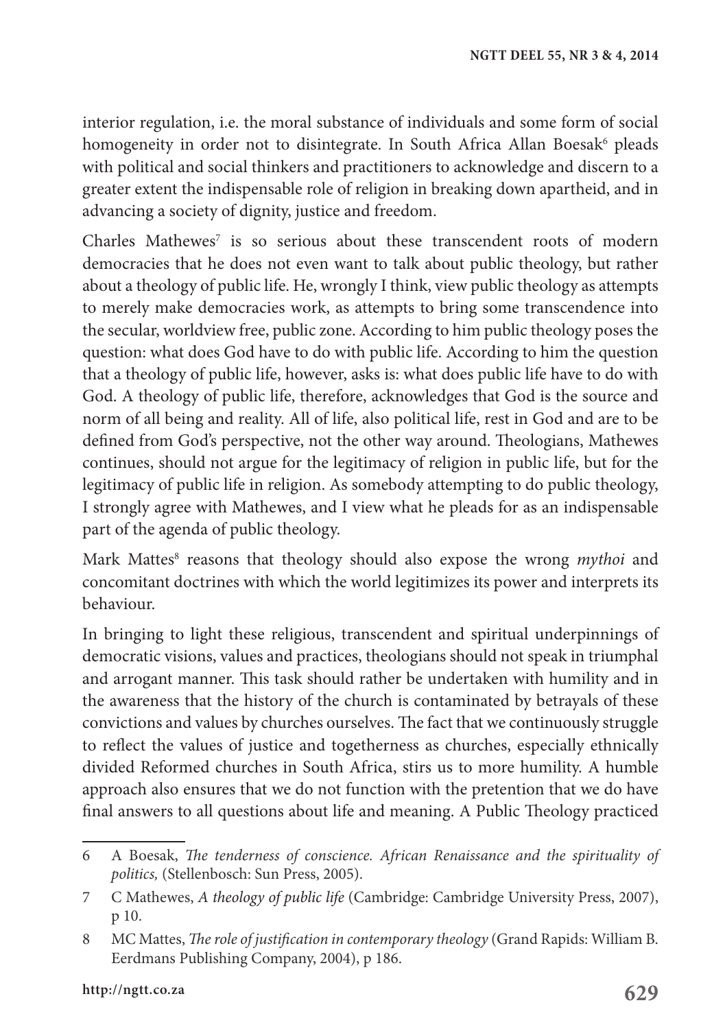interior regulation, i.e. the moral substance of individuals and some form of social homogeneity in order not to disintegrate. In South Africa Allan Boesak[6] pleads with political and social thinkers and practitioners to acknowledge and discern to a greater extent the indispensable role of religion in breaking down apartheid, and in advancing a society of dignity, justice and freedom.

Charles Mathewes[7] is so serious about these transcendent roots of modern democracies that he does not even want to talk about public theology, but rather about a theology of public life. He, wrongly I think, view public theology as attempts to merely make democracies work, as attempts to bring some transcendence into the secular, worldview free, public zone. According to him public theology poses the question: what does God have to do with public life. According to him the question that a theology of public life, however, asks is: what does public life have to do with God. A theology of public life, therefore, acknowledges that God is the source and norm of all being and reality. All of life, also political life, rest in God and are to be defined from God's perspective, not the other way around. Theologians, Mathewes continues, should not argue for the legitimacy of religion in public life, but for the legitimacy of public life in religion. As somebody attempting to do public theology, I strongly agree with Mathewes, and I view what he pleads for as an indispensable part of the agenda of public theology.

Mark Mattes[8] reasons that theology should also expose the wrong *mythoi* and concomitant doctrines with which the world legitimizes its power and interprets its behaviour.

In bringing to light these religious, transcendent and spiritual underpinnings of democratic visions, values and practices, theologians should not speak in triumphal and arrogant manner. This task should rather be undertaken with humility and in the awareness that the history of the church is contaminated by betrayals of these convictions and values by churches ourselves. The fact that we continuously struggle to reflect the values of justice and togetherness as churches, especially ethnically divided Reformed churches in South Africa, stirs us to more humility. A humble approach also ensures that we do not function with the pretention that we do have final answers to all questions about life and meaning. A Public Theology practiced

---

6 A Boesak, *The tenderness of conscience. African Renaissance and the spirituality of politics,* (Stellenbosch: Sun Press, 2005).

7 C Mathewes, *A theology of public life* (Cambridge: Cambridge University Press, 2007), p 10.

8 MC Mattes, *The role of justification in contemporary theology* (Grand Rapids: William B. Eerdmans Publishing Company, 2004), p 186.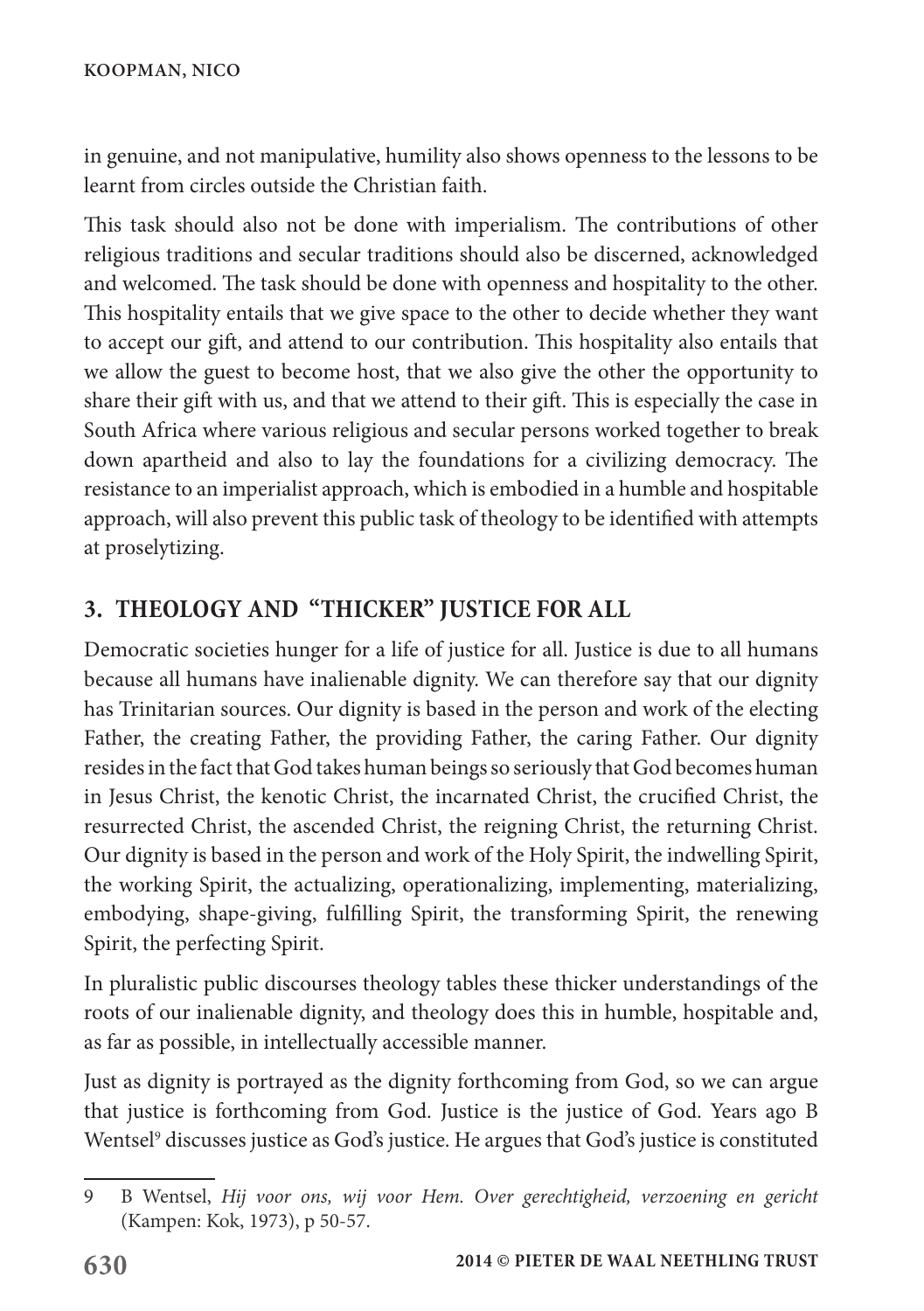in genuine, and not manipulative, humility also shows openness to the lessons to be learnt from circles outside the Christian faith.

This task should also not be done with imperialism. The contributions of other religious traditions and secular traditions should also be discerned, acknowledged and welcomed. The task should be done with openness and hospitality to the other. This hospitality entails that we give space to the other to decide whether they want to accept our gift, and attend to our contribution. This hospitality also entails that we allow the guest to become host, that we also give the other the opportunity to share their gift with us, and that we attend to their gift. This is especially the case in South Africa where various religious and secular persons worked together to break down apartheid and also to lay the foundations for a civilizing democracy. The resistance to an imperialist approach, which is embodied in a humble and hospitable approach, will also prevent this public task of theology to be identified with attempts at proselytizing.

## 3. THEOLOGY AND "THICKER" JUSTICE FOR ALL

Democratic societies hunger for a life of justice for all. Justice is due to all humans because all humans have inalienable dignity. We can therefore say that our dignity has Trinitarian sources. Our dignity is based in the person and work of the electing Father, the creating Father, the providing Father, the caring Father. Our dignity resides in the fact that God takes human beings so seriously that God becomes human in Jesus Christ, the kenotic Christ, the incarnated Christ, the crucified Christ, the resurrected Christ, the ascended Christ, the reigning Christ, the returning Christ. Our dignity is based in the person and work of the Holy Spirit, the indwelling Spirit, the working Spirit, the actualizing, operationalizing, implementing, materializing, embodying, shape-giving, fulfilling Spirit, the transforming Spirit, the renewing Spirit, the perfecting Spirit.

In pluralistic public discourses theology tables these thicker understandings of the roots of our inalienable dignity, and theology does this in humble, hospitable and, as far as possible, in intellectually accessible manner.

Just as dignity is portrayed as the dignity forthcoming from God, so we can argue that justice is forthcoming from God. Justice is the justice of God. Years ago B Wentsel[9] discusses justice as God's justice. He argues that God's justice is constituted

---

9 B Wentsel, *Hij voor ons, wij voor Hem. Over gerechtigheid, verzoening en gericht* (Kampen: Kok, 1973), p 50-57.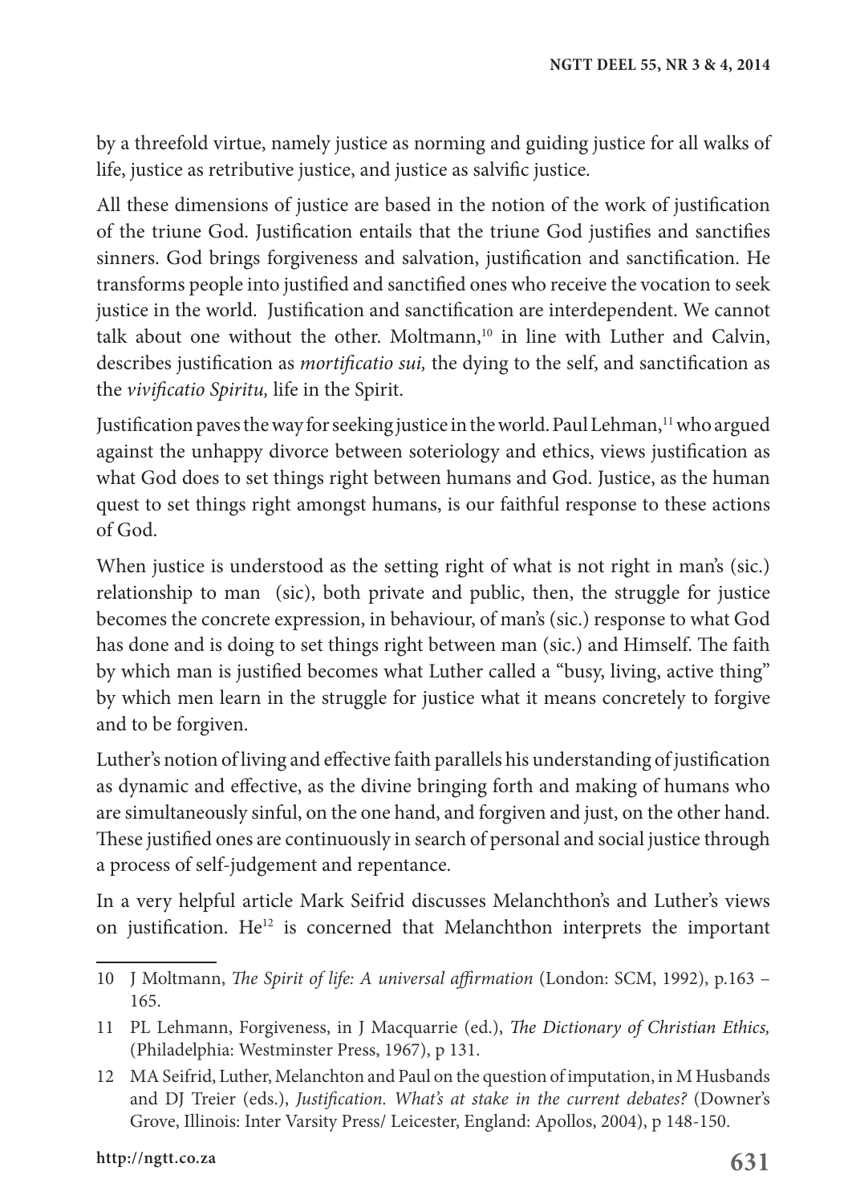by a threefold virtue, namely justice as norming and guiding justice for all walks of life, justice as retributive justice, and justice as salvific justice.

All these dimensions of justice are based in the notion of the work of justification of the triune God. Justification entails that the triune God justifies and sanctifies sinners. God brings forgiveness and salvation, justification and sanctification. He transforms people into justified and sanctified ones who receive the vocation to seek justice in the world. Justification and sanctification are interdependent. We cannot talk about one without the other. Moltmann,[10] in line with Luther and Calvin, describes justification as *mortificatio sui,* the dying to the self, and sanctification as the *vivificatio Spiritu,* life in the Spirit.

Justification paves the way for seeking justice in the world. Paul Lehman,[11] who argued against the unhappy divorce between soteriology and ethics, views justification as what God does to set things right between humans and God. Justice, as the human quest to set things right amongst humans, is our faithful response to these actions of God.

When justice is understood as the setting right of what is not right in man's (sic.) relationship to man (sic), both private and public, then, the struggle for justice becomes the concrete expression, in behaviour, of man's (sic.) response to what God has done and is doing to set things right between man (sic.) and Himself. The faith by which man is justified becomes what Luther called a "busy, living, active thing" by which men learn in the struggle for justice what it means concretely to forgive and to be forgiven.

Luther's notion of living and effective faith parallels his understanding of justification as dynamic and effective, as the divine bringing forth and making of humans who are simultaneously sinful, on the one hand, and forgiven and just, on the other hand. These justified ones are continuously in search of personal and social justice through a process of self-judgement and repentance.

In a very helpful article Mark Seifrid discusses Melanchthon's and Luther's views on justification. He[12] is concerned that Melanchthon interprets the important

---

10 J Moltmann, *The Spirit of life: A universal affirmation* (London: SCM, 1992), p.163 – 165.

11 PL Lehmann, Forgiveness, in J Macquarrie (ed.), *The Dictionary of Christian Ethics,* (Philadelphia: Westminster Press, 1967), p 131.

12 MA Seifrid, Luther, Melanchton and Paul on the question of imputation, in M Husbands and DJ Treier (eds.), *Justification. What's at stake in the current debates?* (Downer's Grove, Illinois: Inter Varsity Press/ Leicester, England: Apollos, 2004), p 148-150.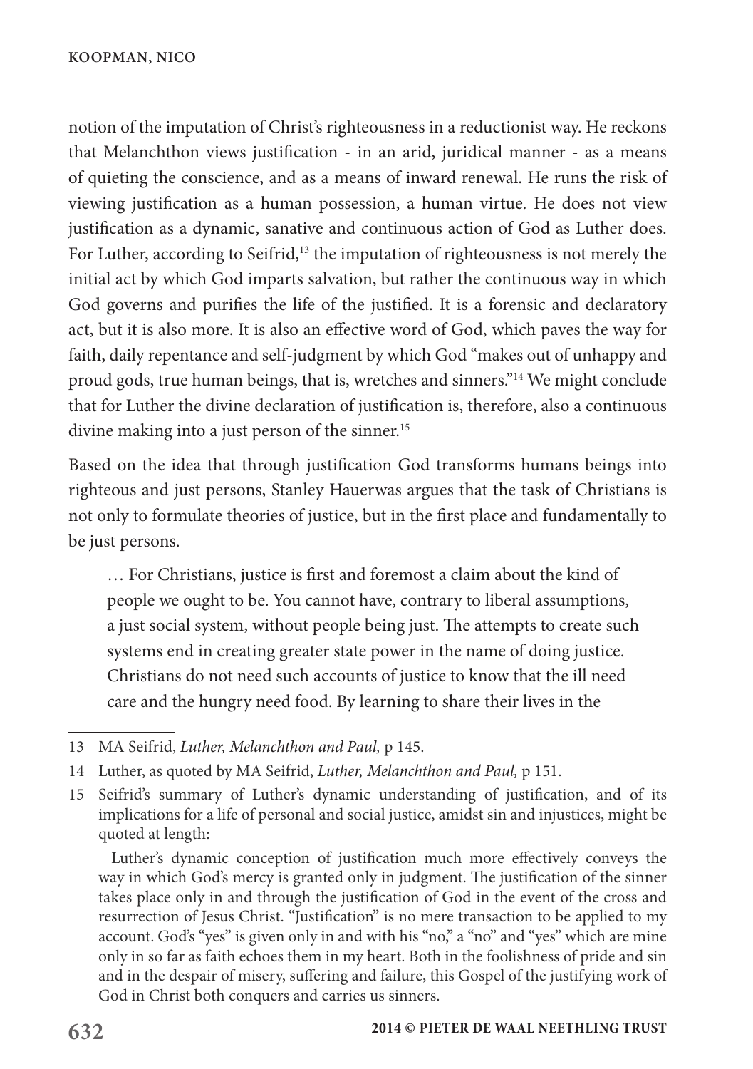notion of the imputation of Christ's righteousness in a reductionist way. He reckons that Melanchthon views justification - in an arid, juridical manner - as a means of quieting the conscience, and as a means of inward renewal. He runs the risk of viewing justification as a human possession, a human virtue. He does not view justification as a dynamic, sanative and continuous action of God as Luther does. For Luther, according to Seifrid,[13] the imputation of righteousness is not merely the initial act by which God imparts salvation, but rather the continuous way in which God governs and purifies the life of the justified. It is a forensic and declaratory act, but it is also more. It is also an effective word of God, which paves the way for faith, daily repentance and self-judgment by which God "makes out of unhappy and proud gods, true human beings, that is, wretches and sinners."[14] We might conclude that for Luther the divine declaration of justification is, therefore, also a continuous divine making into a just person of the sinner.[15]

Based on the idea that through justification God transforms humans beings into righteous and just persons, Stanley Hauerwas argues that the task of Christians is not only to formulate theories of justice, but in the first place and fundamentally to be just persons.

> … For Christians, justice is first and foremost a claim about the kind of people we ought to be. You cannot have, contrary to liberal assumptions, a just social system, without people being just. The attempts to create such systems end in creating greater state power in the name of doing justice. Christians do not need such accounts of justice to know that the ill need care and the hungry need food. By learning to share their lives in the

---

13 MA Seifrid, *Luther, Melanchthon and Paul,* p 145.

14 Luther, as quoted by MA Seifrid, *Luther, Melanchthon and Paul,* p 151.

15 Seifrid's summary of Luther's dynamic understanding of justification, and of its implications for a life of personal and social justice, amidst sin and injustices, might be quoted at length:

> Luther's dynamic conception of justification much more effectively conveys the way in which God's mercy is granted only in judgment. The justification of the sinner takes place only in and through the justification of God in the event of the cross and resurrection of Jesus Christ. "Justification" is no mere transaction to be applied to my account. God's "yes" is given only in and with his "no," a "no" and "yes" which are mine only in so far as faith echoes them in my heart. Both in the foolishness of pride and sin and in the despair of misery, suffering and failure, this Gospel of the justifying work of God in Christ both conquers and carries us sinners.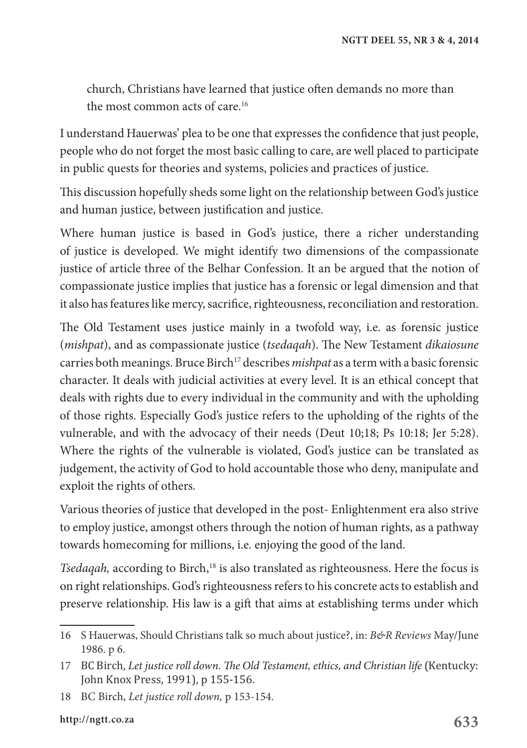church, Christians have learned that justice often demands no more than the most common acts of care.[16]

I understand Hauerwas' plea to be one that expresses the confidence that just people, people who do not forget the most basic calling to care, are well placed to participate in public quests for theories and systems, policies and practices of justice.

This discussion hopefully sheds some light on the relationship between God's justice and human justice, between justification and justice.

Where human justice is based in God's justice, there a richer understanding of justice is developed. We might identify two dimensions of the compassionate justice of article three of the Belhar Confession. It an be argued that the notion of compassionate justice implies that justice has a forensic or legal dimension and that it also has features like mercy, sacrifice, righteousness, reconciliation and restoration.

The Old Testament uses justice mainly in a twofold way, i.e. as forensic justice (*mishpat*), and as compassionate justice (*tsedaqah*). The New Testament *dikaiosune* carries both meanings. Bruce Birch[17] describes *mishpat* as a term with a basic forensic character. It deals with judicial activities at every level. It is an ethical concept that deals with rights due to every individual in the community and with the upholding of those rights. Especially God's justice refers to the upholding of the rights of the vulnerable, and with the advocacy of their needs (Deut 10;18; Ps 10:18; Jer 5:28). Where the rights of the vulnerable is violated, God's justice can be translated as judgement, the activity of God to hold accountable those who deny, manipulate and exploit the rights of others.

Various theories of justice that developed in the post- Enlightenment era also strive to employ justice, amongst others through the notion of human rights, as a pathway towards homecoming for millions, i.e. enjoying the good of the land.

*Tsedaqah,* according to Birch,[18] is also translated as righteousness. Here the focus is on right relationships. God's righteousness refers to his concrete acts to establish and preserve relationship. His law is a gift that aims at establishing terms under which

---

16 S Hauerwas, Should Christians talk so much about justice?, in: *B&R Reviews* May/June 1986. p 6.

17 BC Birch, *Let justice roll down. The Old Testament, ethics, and Christian life* (Kentucky: John Knox Press, 1991), p 155-156.

18 BC Birch, *Let justice roll down,* p 153-154.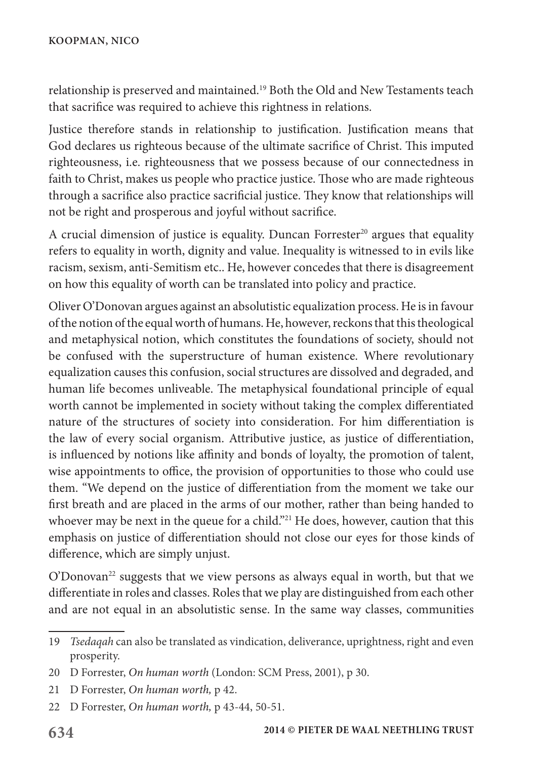relationship is preserved and maintained.[19] Both the Old and New Testaments teach that sacrifice was required to achieve this rightness in relations.

Justice therefore stands in relationship to justification. Justification means that God declares us righteous because of the ultimate sacrifice of Christ. This imputed righteousness, i.e. righteousness that we possess because of our connectedness in faith to Christ, makes us people who practice justice. Those who are made righteous through a sacrifice also practice sacrificial justice. They know that relationships will not be right and prosperous and joyful without sacrifice.

A crucial dimension of justice is equality. Duncan Forrester[20] argues that equality refers to equality in worth, dignity and value. Inequality is witnessed to in evils like racism, sexism, anti-Semitism etc.. He, however concedes that there is disagreement on how this equality of worth can be translated into policy and practice.

Oliver O'Donovan argues against an absolutistic equalization process. He is in favour of the notion of the equal worth of humans. He, however, reckons that this theological and metaphysical notion, which constitutes the foundations of society, should not be confused with the superstructure of human existence. Where revolutionary equalization causes this confusion, social structures are dissolved and degraded, and human life becomes unliveable. The metaphysical foundational principle of equal worth cannot be implemented in society without taking the complex differentiated nature of the structures of society into consideration. For him differentiation is the law of every social organism. Attributive justice, as justice of differentiation, is influenced by notions like affinity and bonds of loyalty, the promotion of talent, wise appointments to office, the provision of opportunities to those who could use them. "We depend on the justice of differentiation from the moment we take our first breath and are placed in the arms of our mother, rather than being handed to whoever may be next in the queue for a child."[21] He does, however, caution that this emphasis on justice of differentiation should not close our eyes for those kinds of difference, which are simply unjust.

O'Donovan[22] suggests that we view persons as always equal in worth, but that we differentiate in roles and classes. Roles that we play are distinguished from each other and are not equal in an absolutistic sense. In the same way classes, communities

---

19 *Tsedaqah* can also be translated as vindication, deliverance, uprightness, right and even prosperity.

20 D Forrester, *On human worth* (London: SCM Press, 2001), p 30.

21 D Forrester, *On human worth,* p 42.

22 D Forrester, *On human worth,* p 43-44, 50-51.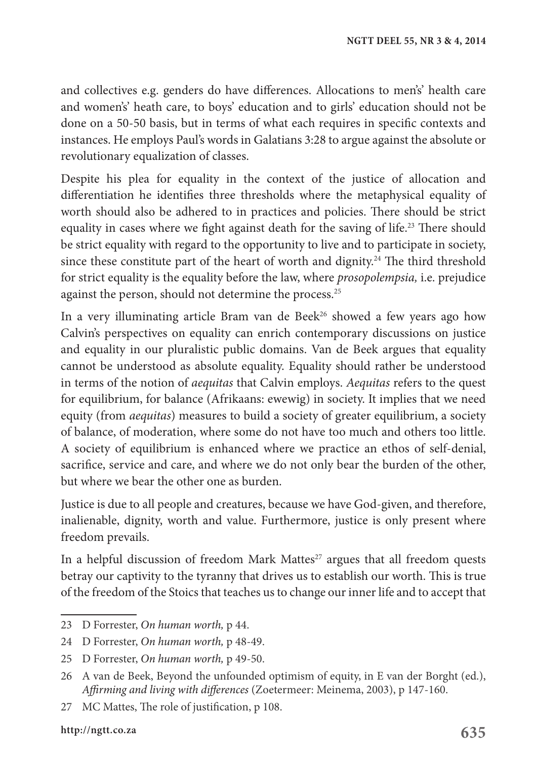and collectives e.g. genders do have differences. Allocations to men's' health care and women's' heath care, to boys' education and to girls' education should not be done on a 50-50 basis, but in terms of what each requires in specific contexts and instances. He employs Paul's words in Galatians 3:28 to argue against the absolute or revolutionary equalization of classes.

Despite his plea for equality in the context of the justice of allocation and differentiation he identifies three thresholds where the metaphysical equality of worth should also be adhered to in practices and policies. There should be strict equality in cases where we fight against death for the saving of life.[23] There should be strict equality with regard to the opportunity to live and to participate in society, since these constitute part of the heart of worth and dignity.[24] The third threshold for strict equality is the equality before the law, where *prosopolempsia,* i.e. prejudice against the person, should not determine the process.[25]

In a very illuminating article Bram van de Beek[26] showed a few years ago how Calvin's perspectives on equality can enrich contemporary discussions on justice and equality in our pluralistic public domains. Van de Beek argues that equality cannot be understood as absolute equality. Equality should rather be understood in terms of the notion of *aequitas* that Calvin employs. *Aequitas* refers to the quest for equilibrium, for balance (Afrikaans: ewewig) in society. It implies that we need equity (from *aequitas*) measures to build a society of greater equilibrium, a society of balance, of moderation, where some do not have too much and others too little. A society of equilibrium is enhanced where we practice an ethos of self-denial, sacrifice, service and care, and where we do not only bear the burden of the other, but where we bear the other one as burden.

Justice is due to all people and creatures, because we have God-given, and therefore, inalienable, dignity, worth and value. Furthermore, justice is only present where freedom prevails.

In a helpful discussion of freedom Mark Mattes[27] argues that all freedom quests betray our captivity to the tyranny that drives us to establish our worth. This is true of the freedom of the Stoics that teaches us to change our inner life and to accept that

---

23 D Forrester, *On human worth,* p 44.

24 D Forrester, *On human worth,* p 48-49.

25 D Forrester, *On human worth,* p 49-50.

26 A van de Beek, Beyond the unfounded optimism of equity, in E van der Borght (ed.), *Affirming and living with differences* (Zoetermeer: Meinema, 2003), p 147-160.

27 MC Mattes, The role of justification, p 108.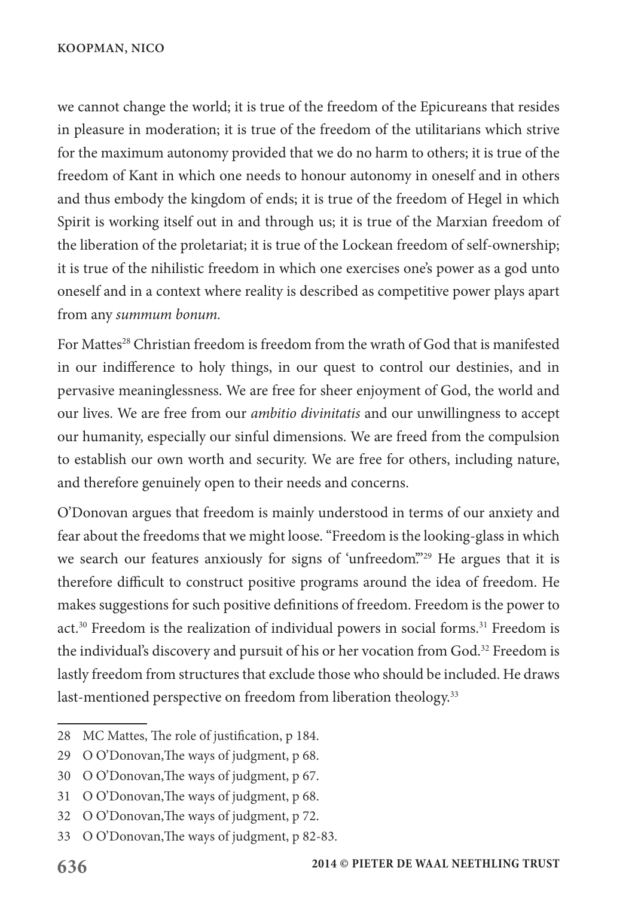we cannot change the world; it is true of the freedom of the Epicureans that resides in pleasure in moderation; it is true of the freedom of the utilitarians which strive for the maximum autonomy provided that we do no harm to others; it is true of the freedom of Kant in which one needs to honour autonomy in oneself and in others and thus embody the kingdom of ends; it is true of the freedom of Hegel in which Spirit is working itself out in and through us; it is true of the Marxian freedom of the liberation of the proletariat; it is true of the Lockean freedom of self-ownership; it is true of the nihilistic freedom in which one exercises one's power as a god unto oneself and in a context where reality is described as competitive power plays apart from any *summum bonum.*

For Mattes[28] Christian freedom is freedom from the wrath of God that is manifested in our indifference to holy things, in our quest to control our destinies, and in pervasive meaninglessness. We are free for sheer enjoyment of God, the world and our lives. We are free from our *ambitio divinitatis* and our unwillingness to accept our humanity, especially our sinful dimensions. We are freed from the compulsion to establish our own worth and security. We are free for others, including nature, and therefore genuinely open to their needs and concerns.

O'Donovan argues that freedom is mainly understood in terms of our anxiety and fear about the freedoms that we might loose. "Freedom is the looking-glass in which we search our features anxiously for signs of 'unfreedom'."[29] He argues that it is therefore difficult to construct positive programs around the idea of freedom. He makes suggestions for such positive definitions of freedom. Freedom is the power to act.[30] Freedom is the realization of individual powers in social forms.[31] Freedom is the individual's discovery and pursuit of his or her vocation from God.[32] Freedom is lastly freedom from structures that exclude those who should be included. He draws last-mentioned perspective on freedom from liberation theology.[33]

---

28 MC Mattes, The role of justification, p 184.

29 O O'Donovan,The ways of judgment, p 68.

30 O O'Donovan,The ways of judgment, p 67.

31 O O'Donovan,The ways of judgment, p 68.

32 O O'Donovan,The ways of judgment, p 72.

33 O O'Donovan,The ways of judgment, p 82-83.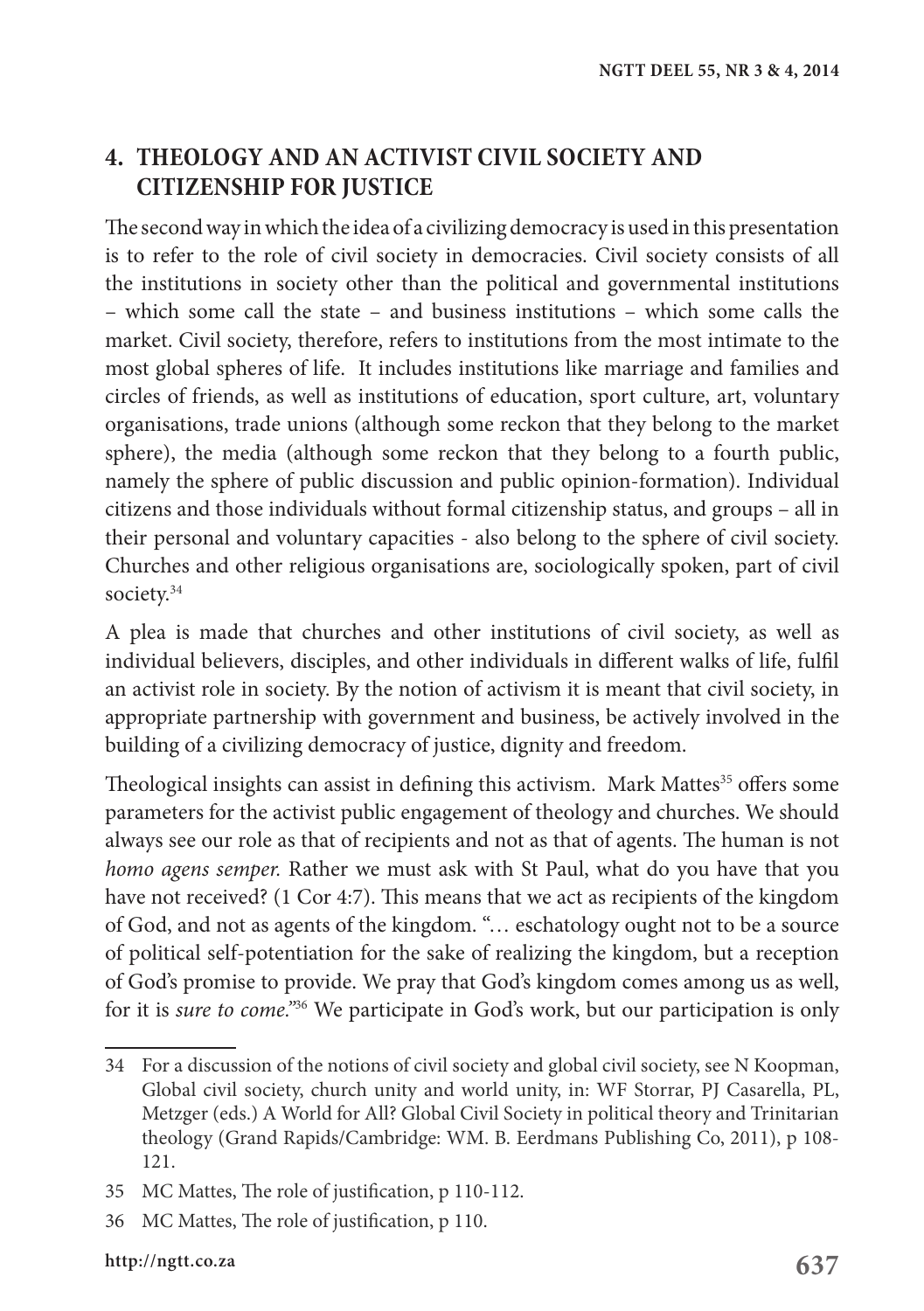## 4. THEOLOGY AND AN ACTIVIST CIVIL SOCIETY AND CITIZENSHIP FOR JUSTICE

The second way in which the idea of a civilizing democracy is used in this presentation is to refer to the role of civil society in democracies. Civil society consists of all the institutions in society other than the political and governmental institutions – which some call the state – and business institutions – which some calls the market. Civil society, therefore, refers to institutions from the most intimate to the most global spheres of life. It includes institutions like marriage and families and circles of friends, as well as institutions of education, sport culture, art, voluntary organisations, trade unions (although some reckon that they belong to the market sphere), the media (although some reckon that they belong to a fourth public, namely the sphere of public discussion and public opinion-formation). Individual citizens and those individuals without formal citizenship status, and groups – all in their personal and voluntary capacities - also belong to the sphere of civil society. Churches and other religious organisations are, sociologically spoken, part of civil society.[34]

A plea is made that churches and other institutions of civil society, as well as individual believers, disciples, and other individuals in different walks of life, fulfil an activist role in society. By the notion of activism it is meant that civil society, in appropriate partnership with government and business, be actively involved in the building of a civilizing democracy of justice, dignity and freedom.

Theological insights can assist in defining this activism. Mark Mattes[35] offers some parameters for the activist public engagement of theology and churches. We should always see our role as that of recipients and not as that of agents. The human is not *homo agens semper.* Rather we must ask with St Paul, what do you have that you have not received? (1 Cor 4:7). This means that we act as recipients of the kingdom of God, and not as agents of the kingdom. "… eschatology ought not to be a source of political self-potentiation for the sake of realizing the kingdom, but a reception of God's promise to provide. We pray that God's kingdom comes among us as well, for it is *sure to come*."[36] We participate in God's work, but our participation is only

---

34 For a discussion of the notions of civil society and global civil society, see N Koopman, Global civil society, church unity and world unity, in: WF Storrar, PJ Casarella, PL, Metzger (eds.) A World for All? Global Civil Society in political theory and Trinitarian theology (Grand Rapids/Cambridge: WM. B. Eerdmans Publishing Co, 2011), p 108-121.

35 MC Mattes, The role of justification, p 110-112.

36 MC Mattes, The role of justification, p 110.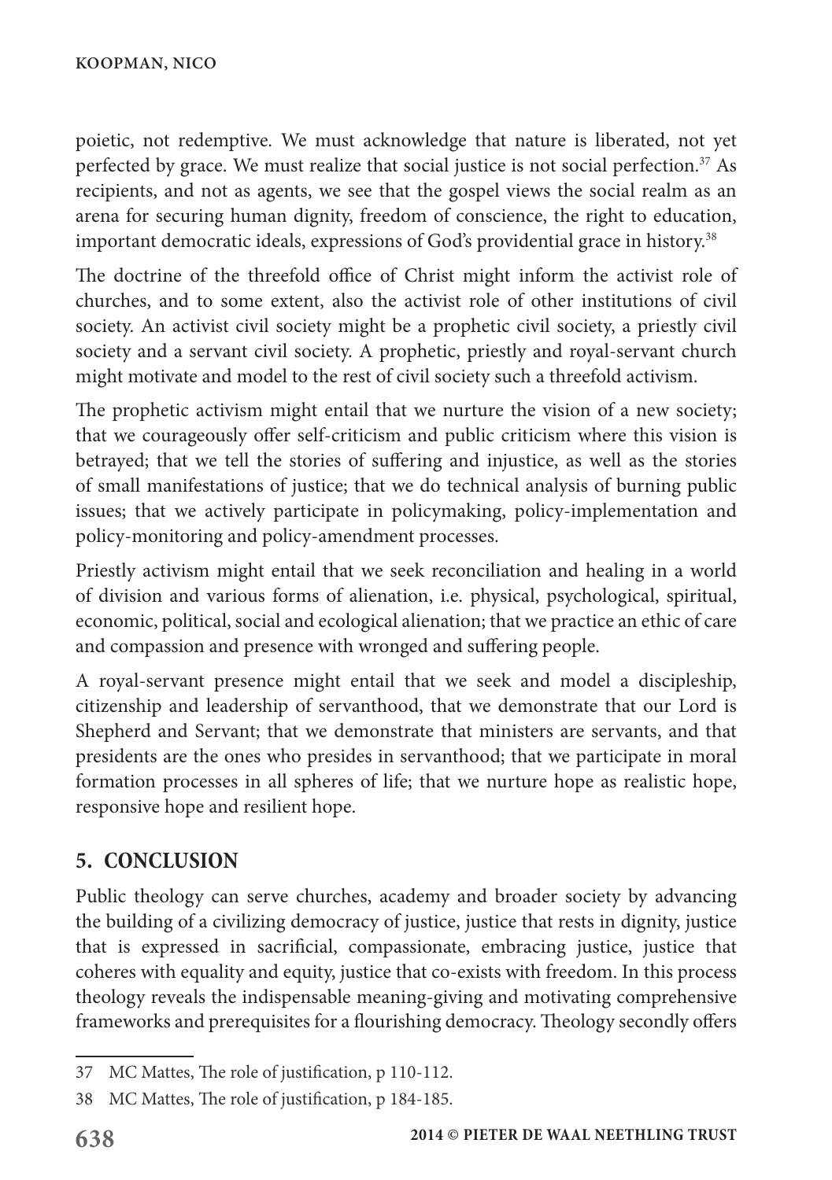poietic, not redemptive. We must acknowledge that nature is liberated, not yet perfected by grace. We must realize that social justice is not social perfection.[37] As recipients, and not as agents, we see that the gospel views the social realm as an arena for securing human dignity, freedom of conscience, the right to education, important democratic ideals, expressions of God's providential grace in history.[38]

The doctrine of the threefold office of Christ might inform the activist role of churches, and to some extent, also the activist role of other institutions of civil society. An activist civil society might be a prophetic civil society, a priestly civil society and a servant civil society. A prophetic, priestly and royal-servant church might motivate and model to the rest of civil society such a threefold activism.

The prophetic activism might entail that we nurture the vision of a new society; that we courageously offer self-criticism and public criticism where this vision is betrayed; that we tell the stories of suffering and injustice, as well as the stories of small manifestations of justice; that we do technical analysis of burning public issues; that we actively participate in policymaking, policy-implementation and policy-monitoring and policy-amendment processes.

Priestly activism might entail that we seek reconciliation and healing in a world of division and various forms of alienation, i.e. physical, psychological, spiritual, economic, political, social and ecological alienation; that we practice an ethic of care and compassion and presence with wronged and suffering people.

A royal-servant presence might entail that we seek and model a discipleship, citizenship and leadership of servanthood, that we demonstrate that our Lord is Shepherd and Servant; that we demonstrate that ministers are servants, and that presidents are the ones who presides in servanthood; that we participate in moral formation processes in all spheres of life; that we nurture hope as realistic hope, responsive hope and resilient hope.

## 5. CONCLUSION

Public theology can serve churches, academy and broader society by advancing the building of a civilizing democracy of justice, justice that rests in dignity, justice that is expressed in sacrificial, compassionate, embracing justice, justice that coheres with equality and equity, justice that co-exists with freedom. In this process theology reveals the indispensable meaning-giving and motivating comprehensive frameworks and prerequisites for a flourishing democracy. Theology secondly offers

---

37 MC Mattes, The role of justification, p 110-112.

38 MC Mattes, The role of justification, p 184-185.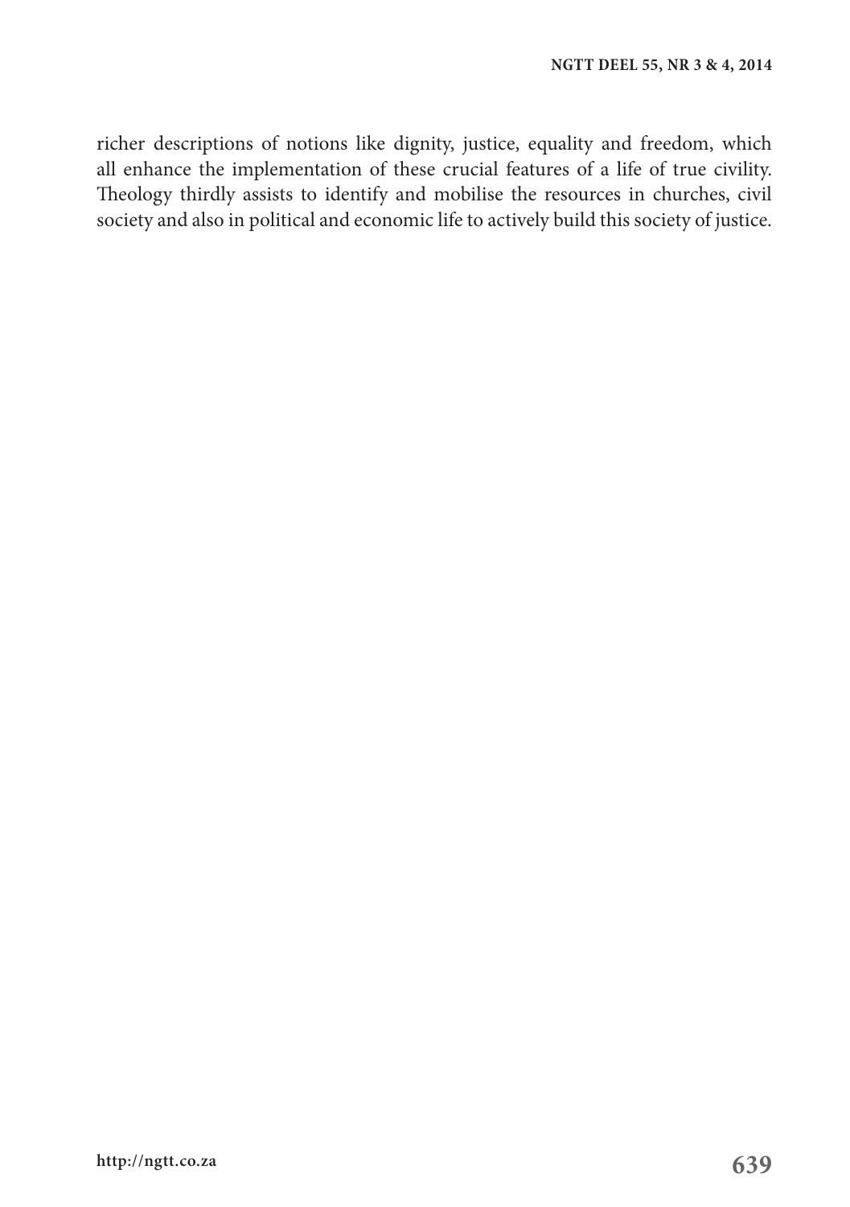richer descriptions of notions like dignity, justice, equality and freedom, which all enhance the implementation of these crucial features of a life of true civility. Theology thirdly assists to identify and mobilise the resources in churches, civil society and also in political and economic life to actively build this society of justice.